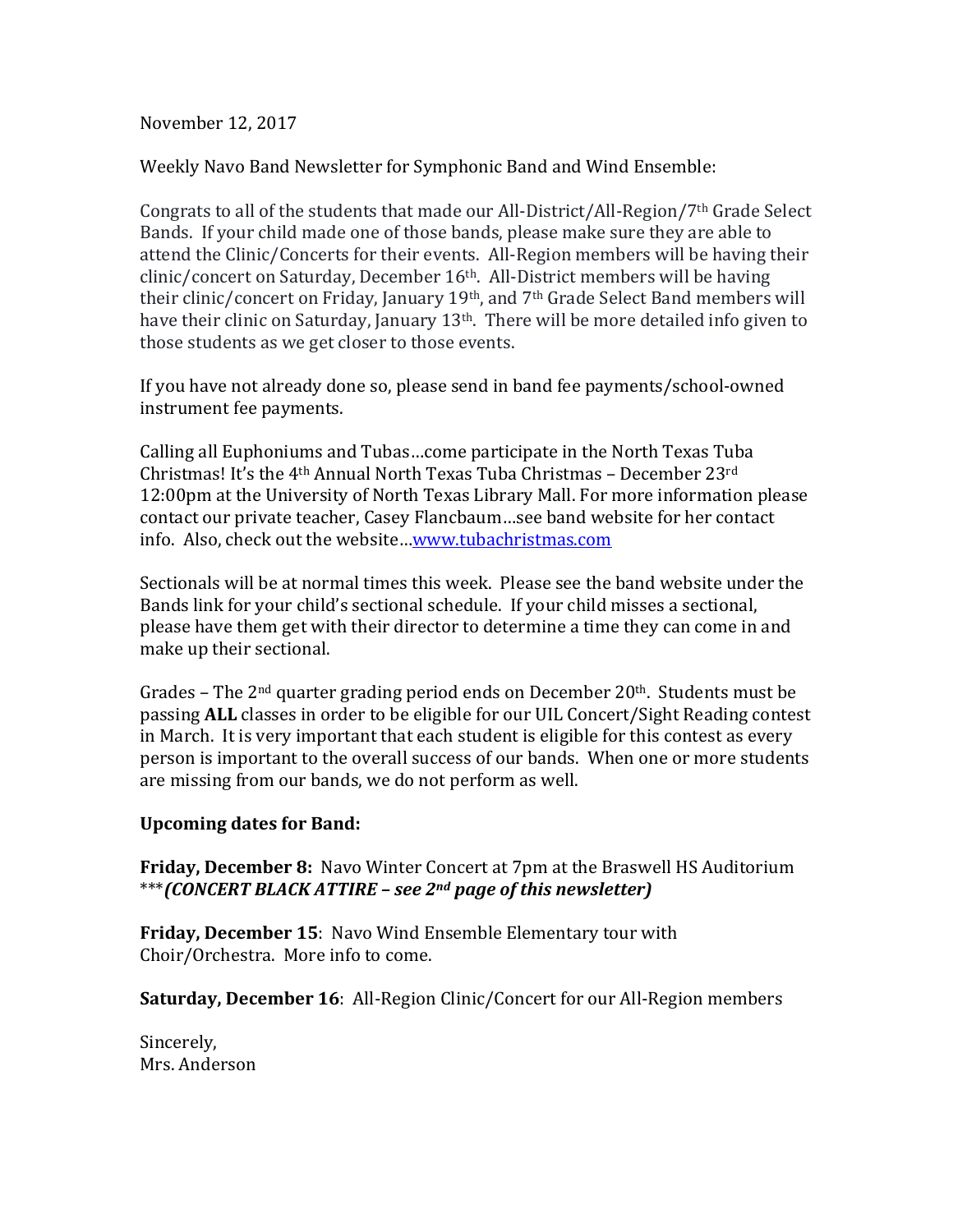November 12, 2017

Weekly Navo Band Newsletter for Symphonic Band and Wind Ensemble:

Congrats to all of the students that made our All-District/All-Region/7th Grade Select Bands. If your child made one of those bands, please make sure they are able to attend the Clinic/Concerts for their events. All-Region members will be having their clinic/concert on Saturday, December 16th. All-District members will be having their clinic/concert on Friday, January 19th, and 7th Grade Select Band members will have their clinic on Saturday, January 13th. There will be more detailed info given to those students as we get closer to those events.

If you have not already done so, please send in band fee payments/school-owned instrument fee payments.

Calling all Euphoniums and Tubas…come participate in the North Texas Tuba Christmas! It's the 4th Annual North Texas Tuba Christmas – December 23rd 12:00pm at the University of North Texas Library Mall. For more information please contact our private teacher, Casey Flancbaum…see band website for her contact info. Also, check out the website…[www.tubachristmas.com](www.tubachristmas.com)

Sectionals will be at normal times this week. Please see the band website under the Bands link for your child's sectional schedule. If your child misses a sectional, please have them get with their director to determine a time they can come in and make up their sectional.

Grades – The 2nd quarter grading period ends on December 20th. Students must be passing **ALL** classes in order to be eligible for our UIL Concert/Sight Reading contest in March. It is very important that each student is eligible for this contest as every person is important to the overall success of our bands. When one or more students are missing from our bands, we do not perform as well.

**Upcoming dates for Band:**

**Friday, December 8:** Navo Winter Concert at 7pm at the Braswell HS Auditorium ****(CONCERT BLACK ATTIRE – see 2nd page of this newsletter)***

**Friday, December 15**: Navo Wind Ensemble Elementary tour with Choir/Orchestra. More info to come.

**Saturday, December 16**: All-Region Clinic/Concert for our All-Region members

Sincerely,
Mrs. Anderson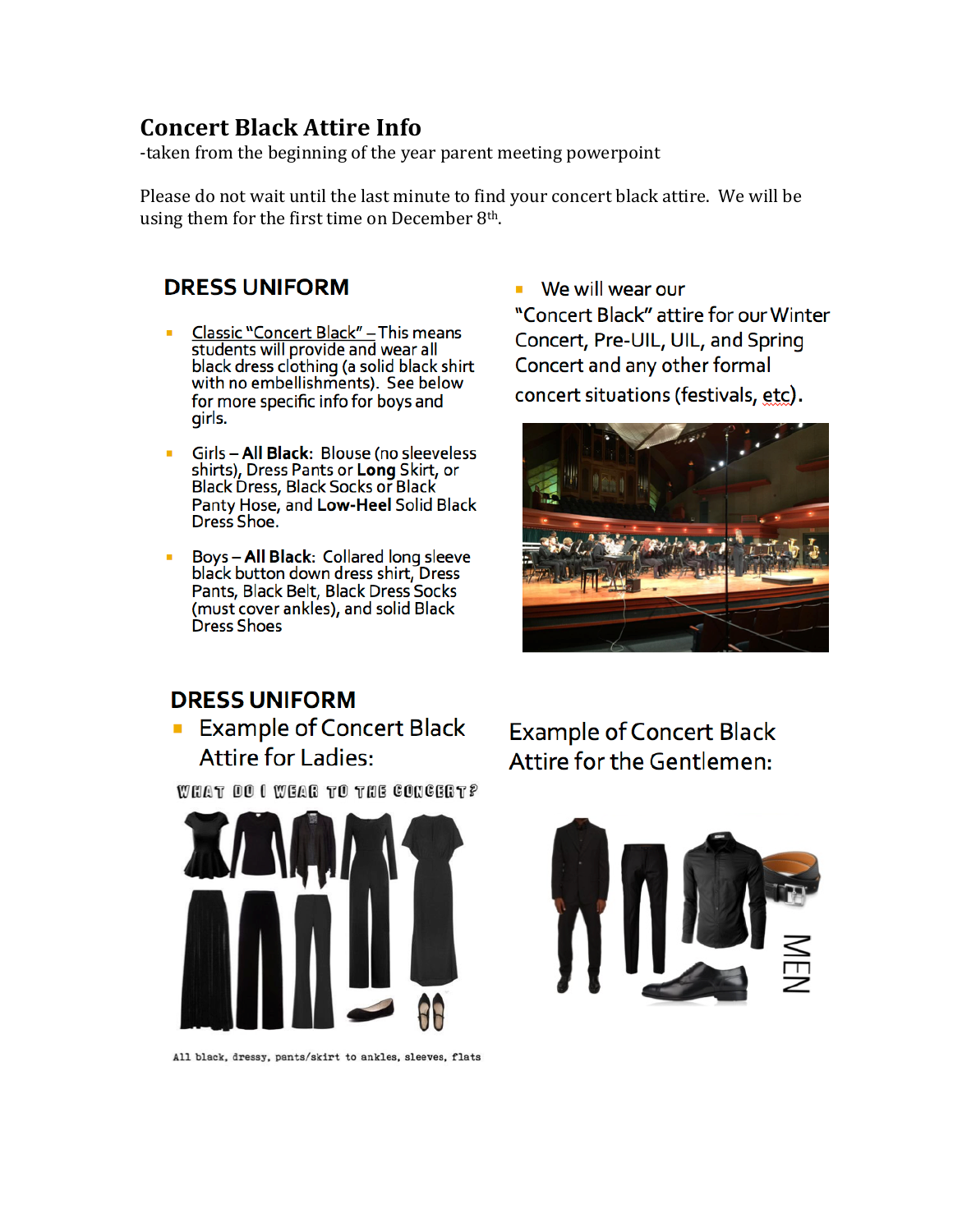# Concert Black Attire Info

-taken from the beginning of the year parent meeting powerpoint

Please do not wait until the last minute to find your concert black attire. We will be using them for the first time on December 8th.

## DRESS UNIFORM

- Classic "Concert Black" – This means students will provide and wear all black dress clothing (a solid black shirt with no embellishments). See below for more specific info for boys and girls.
- Girls – **All Black**: Blouse (no sleeveless shirts), Dress Pants or **Long** Skirt, or Black Dress, Black Socks or Black Panty Hose, and **Low-Heel** Solid Black Dress Shoe.
- Boys – **All Black**: Collared long sleeve black button down dress shirt, Dress Pants, Black Belt, Black Dress Socks (must cover ankles), and solid Black Dress Shoes

- We will wear our "Concert Black" attire for our Winter Concert, Pre-UIL, UIL, and Spring Concert and any other formal concert situations (festivals, etc).

## DRESS UNIFORM

- Example of Concert Black Attire for Ladies:

WHAT DO I WEAR TO THE CONCERT?

All black, dressy, pants/skirt to ankles, sleeves, flats

Example of Concert Black Attire for the Gentlemen:

MEN